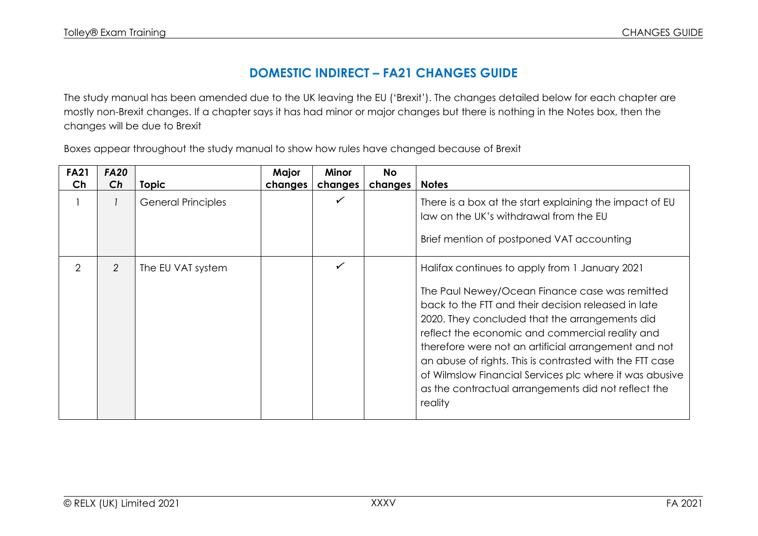# DOMESTIC INDIRECT – FA21 CHANGES GUIDE

The study manual has been amended due to the UK leaving the EU ('Brexit'). The changes detailed below for each chapter are mostly non-Brexit changes. If a chapter says it has had minor or major changes but there is nothing in the Notes box, then the changes will be due to Brexit

Boxes appear throughout the study manual to show how rules have changed because of Brexit

| FA21 Ch | *FA20 Ch* | Topic | Major changes | Minor changes | No changes | Notes |
|---|---|---|---|---|---|---|
| 1 | *1* | General Principles | | ✓ | | There is a box at the start explaining the impact of EU law on the UK's withdrawal from the EU<br><br>Brief mention of postponed VAT accounting |
| 2 | *2* | The EU VAT system | | ✓ | | Halifax continues to apply from 1 January 2021<br><br>The Paul Newey/Ocean Finance case was remitted back to the FTT and their decision released in late 2020. They concluded that the arrangements did reflect the economic and commercial reality and therefore were not an artificial arrangement and not an abuse of rights. This is contrasted with the FTT case of Wilmslow Financial Services plc where it was abusive as the contractual arrangements did not reflect the reality |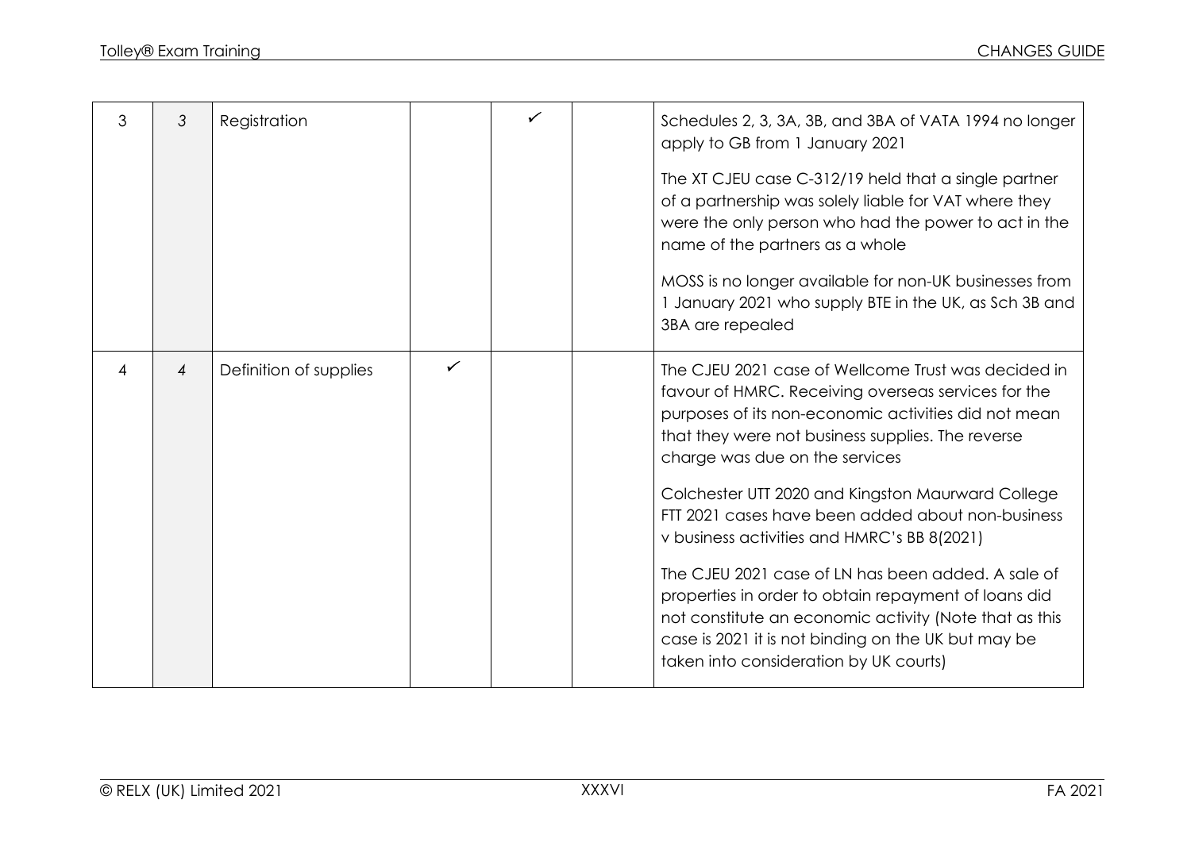| | | | | | | |
|---|---|---|---|---|---|---|
| 3 | 3 | Registration | | ✓ | | Schedules 2, 3, 3A, 3B, and 3BA of VATA 1994 no longer apply to GB from 1 January 2021<br><br>The XT CJEU case C-312/19 held that a single partner of a partnership was solely liable for VAT where they were the only person who had the power to act in the name of the partners as a whole<br><br>MOSS is no longer available for non-UK businesses from 1 January 2021 who supply BTE in the UK, as Sch 3B and 3BA are repealed |
| 4 | 4 | Definition of supplies | ✓ | | | The CJEU 2021 case of Wellcome Trust was decided in favour of HMRC. Receiving overseas services for the purposes of its non-economic activities did not mean that they were not business supplies. The reverse charge was due on the services<br><br>Colchester UTT 2020 and Kingston Maurward College FTT 2021 cases have been added about non-business v business activities and HMRC's BB 8(2021)<br><br>The CJEU 2021 case of LN has been added. A sale of properties in order to obtain repayment of loans did not constitute an economic activity (Note that as this case is 2021 it is not binding on the UK but may be taken into consideration by UK courts) |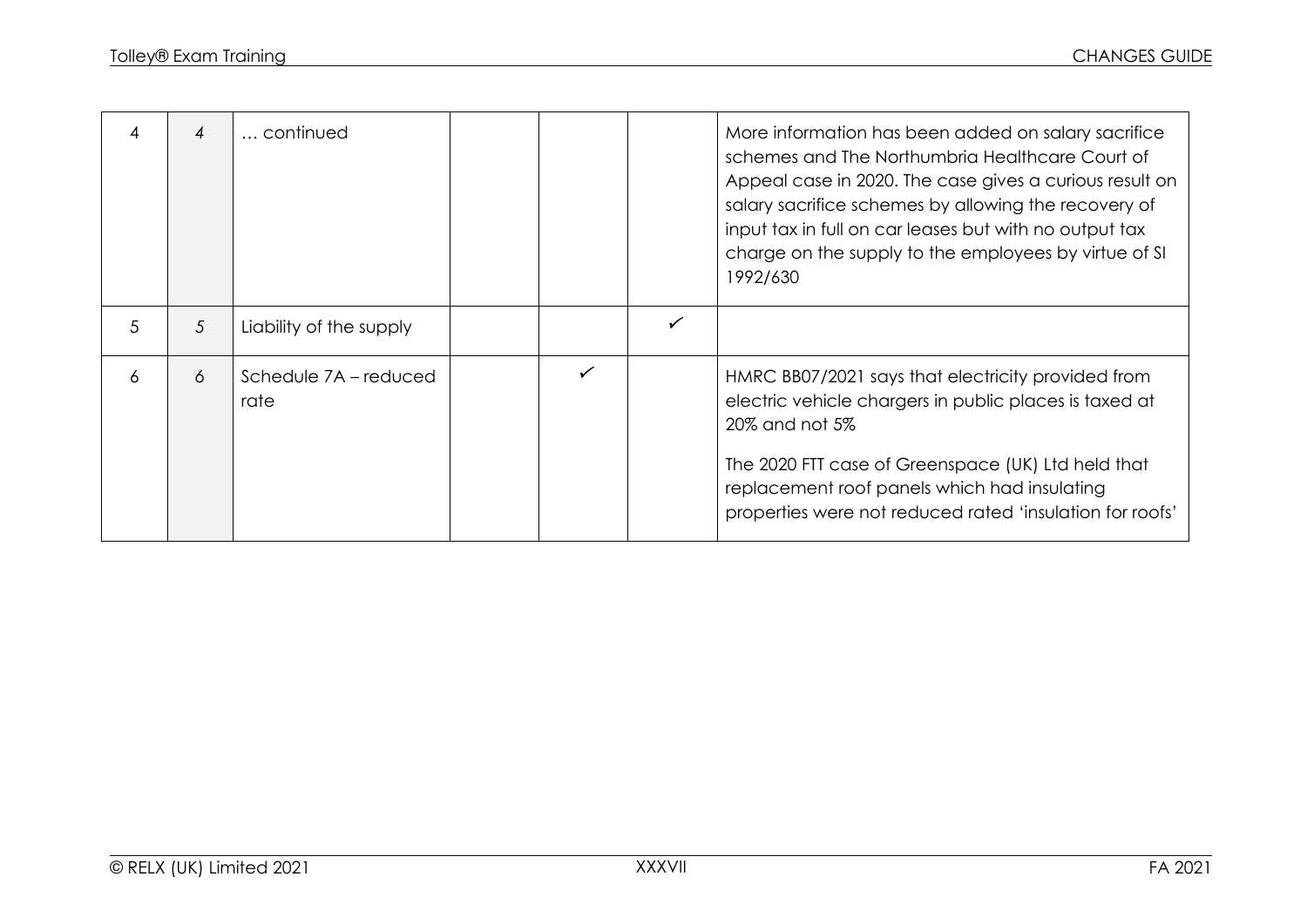| | | | | | | |
|---|---|---|---|---|---|---|
| 4 | 4 | … continued | | | | More information has been added on salary sacrifice schemes and The Northumbria Healthcare Court of Appeal case in 2020. The case gives a curious result on salary sacrifice schemes by allowing the recovery of input tax in full on car leases but with no output tax charge on the supply to the employees by virtue of SI 1992/630 |
| 5 | 5 | Liability of the supply | | | ✓ | |
| 6 | 6 | Schedule 7A – reduced rate | | ✓ | | HMRC BB07/2021 says that electricity provided from electric vehicle chargers in public places is taxed at 20% and not 5%<br><br>The 2020 FTT case of Greenspace (UK) Ltd held that replacement roof panels which had insulating properties were not reduced rated 'insulation for roofs' |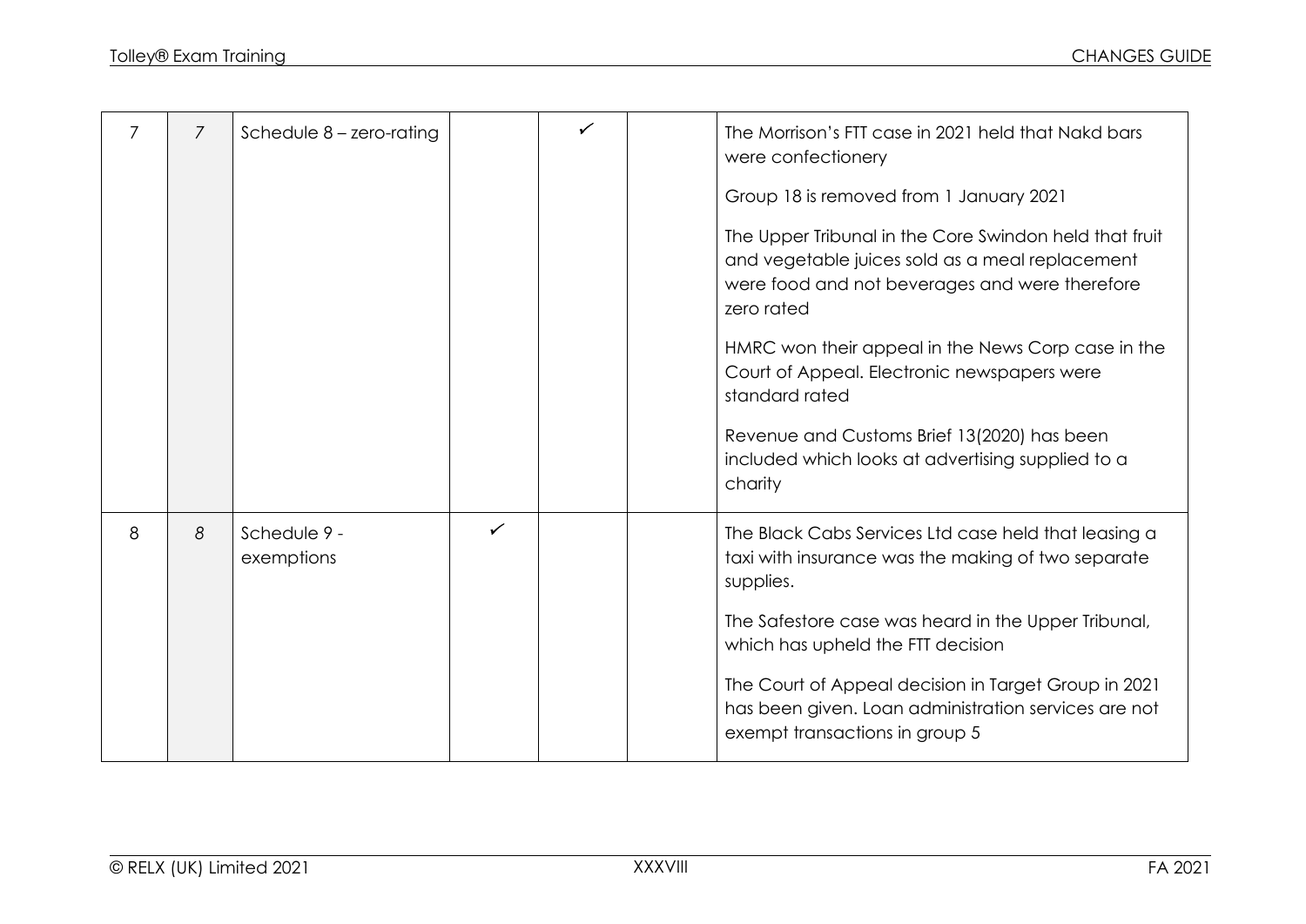| | | | | | | |
|---|---|---|---|---|---|---|
| 7 | *7* | Schedule 8 – zero-rating | | ✓ | | The Morrison's FTT case in 2021 held that Nakd bars were confectionery<br><br>Group 18 is removed from 1 January 2021<br><br>The Upper Tribunal in the Core Swindon held that fruit and vegetable juices sold as a meal replacement were food and not beverages and were therefore zero rated<br><br>HMRC won their appeal in the News Corp case in the Court of Appeal. Electronic newspapers were standard rated<br><br>Revenue and Customs Brief 13(2020) has been included which looks at advertising supplied to a charity |
| 8 | *8* | Schedule 9 - exemptions | ✓ | | | The Black Cabs Services Ltd case held that leasing a taxi with insurance was the making of two separate supplies.<br><br>The Safestore case was heard in the Upper Tribunal, which has upheld the FTT decision<br><br>The Court of Appeal decision in Target Group in 2021 has been given. Loan administration services are not exempt transactions in group 5 |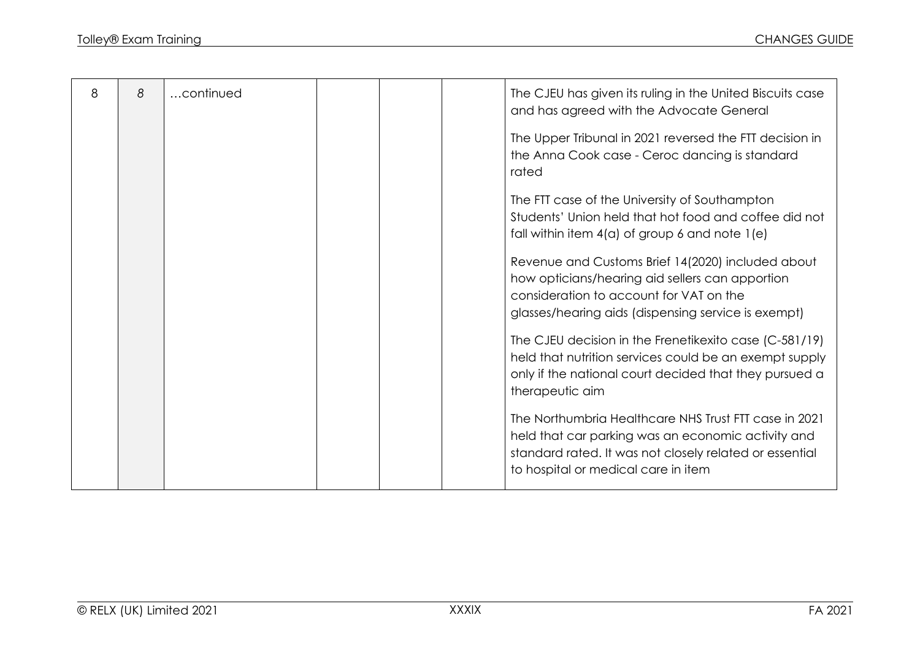| 8 | *8* | …continued | | | | The CJEU has given its ruling in the United Biscuits case and has agreed with the Advocate General<br><br>The Upper Tribunal in 2021 reversed the FTT decision in the Anna Cook case - Ceroc dancing is standard rated<br><br>The FTT case of the University of Southampton Students' Union held that hot food and coffee did not fall within item 4(a) of group 6 and note 1(e)<br><br>Revenue and Customs Brief 14(2020) included about how opticians/hearing aid sellers can apportion consideration to account for VAT on the glasses/hearing aids (dispensing service is exempt)<br><br>The CJEU decision in the Frenetikexito case (C-581/19) held that nutrition services could be an exempt supply only if the national court decided that they pursued a therapeutic aim<br><br>The Northumbria Healthcare NHS Trust FTT case in 2021 held that car parking was an economic activity and standard rated. It was not closely related or essential to hospital or medical care in item |
|---|---|---|---|---|---|---|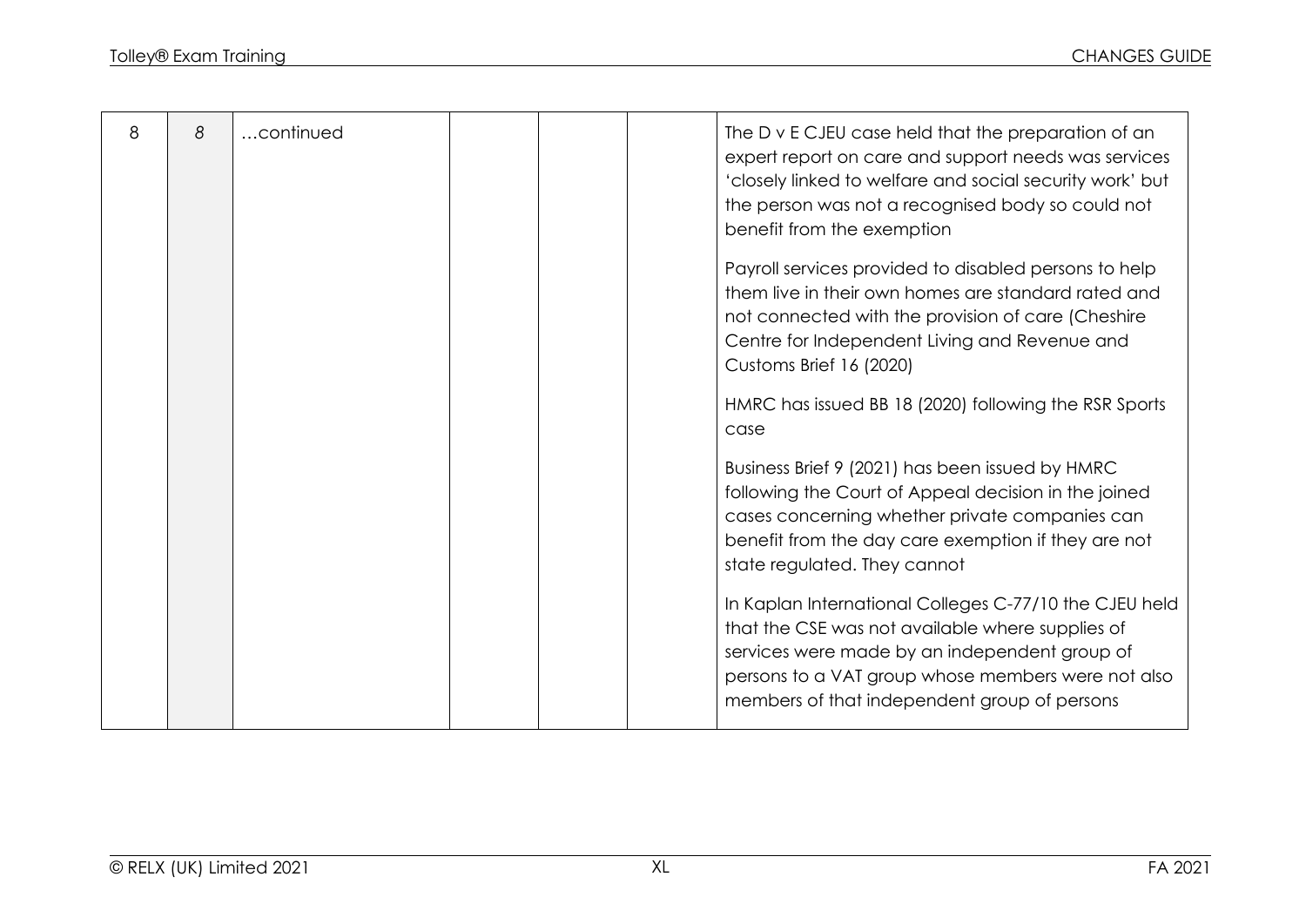| | | | | | | |
|---|---|---|---|---|---|---|
| 8 | *8* | …continued | | | | The D v E CJEU case held that the preparation of an expert report on care and support needs was services 'closely linked to welfare and social security work' but the person was not a recognised body so could not benefit from the exemption<br><br>Payroll services provided to disabled persons to help them live in their own homes are standard rated and not connected with the provision of care (Cheshire Centre for Independent Living and Revenue and Customs Brief 16 (2020)<br><br>HMRC has issued BB 18 (2020) following the RSR Sports case<br><br>Business Brief 9 (2021) has been issued by HMRC following the Court of Appeal decision in the joined cases concerning whether private companies can benefit from the day care exemption if they are not state regulated. They cannot<br><br>In Kaplan International Colleges C-77/10 the CJEU held that the CSE was not available where supplies of services were made by an independent group of persons to a VAT group whose members were not also members of that independent group of persons |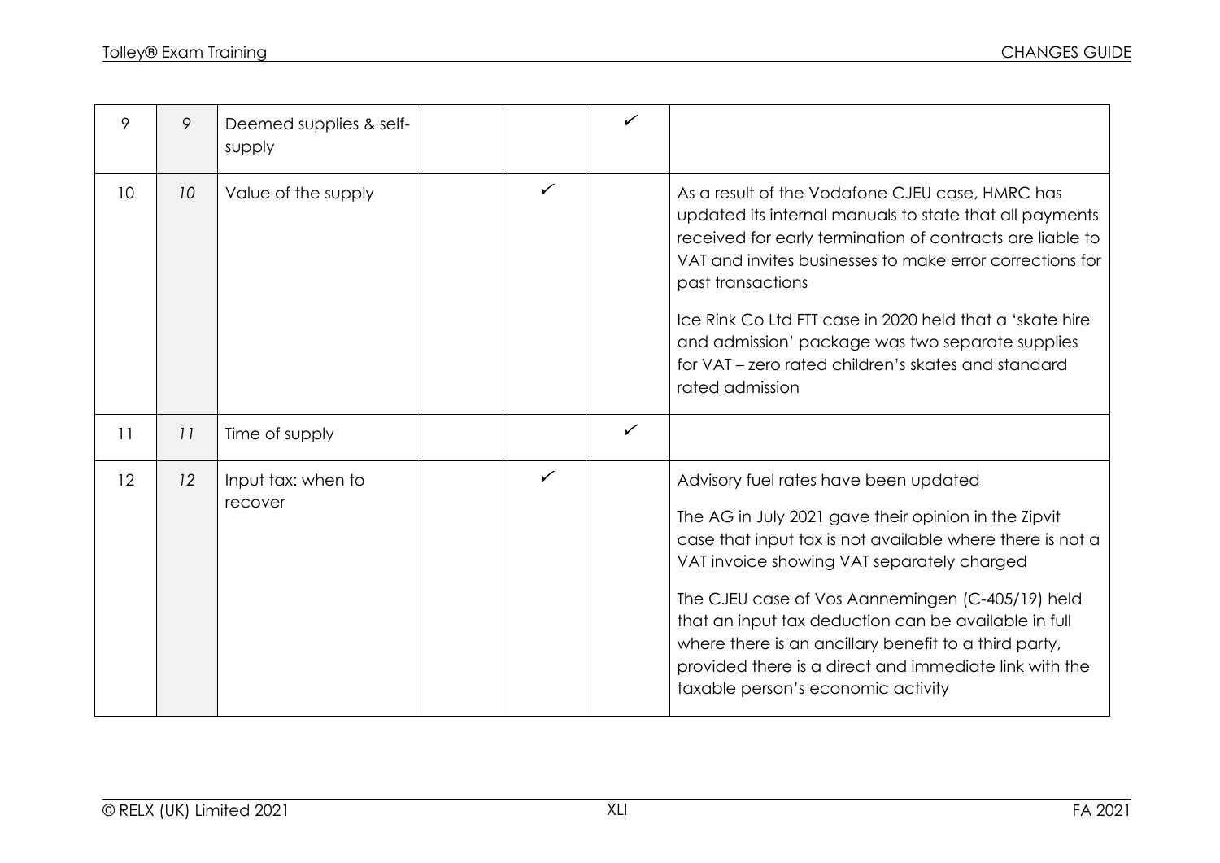| | | | | | | |
|---|---|---|---|---|---|---|
| 9 | 9 | Deemed supplies & self-supply | | | ✓ | |
| 10 | 10 | Value of the supply | | ✓ | | As a result of the Vodafone CJEU case, HMRC has updated its internal manuals to state that all payments received for early termination of contracts are liable to VAT and invites businesses to make error corrections for past transactions<br><br>Ice Rink Co Ltd FTT case in 2020 held that a 'skate hire and admission' package was two separate supplies for VAT – zero rated children's skates and standard rated admission |
| 11 | 11 | Time of supply | | | ✓ | |
| 12 | 12 | Input tax: when to recover | | ✓ | | Advisory fuel rates have been updated<br><br>The AG in July 2021 gave their opinion in the Zipvit case that input tax is not available where there is not a VAT invoice showing VAT separately charged<br><br>The CJEU case of Vos Aannemingen (C-405/19) held that an input tax deduction can be available in full where there is an ancillary benefit to a third party, provided there is a direct and immediate link with the taxable person's economic activity |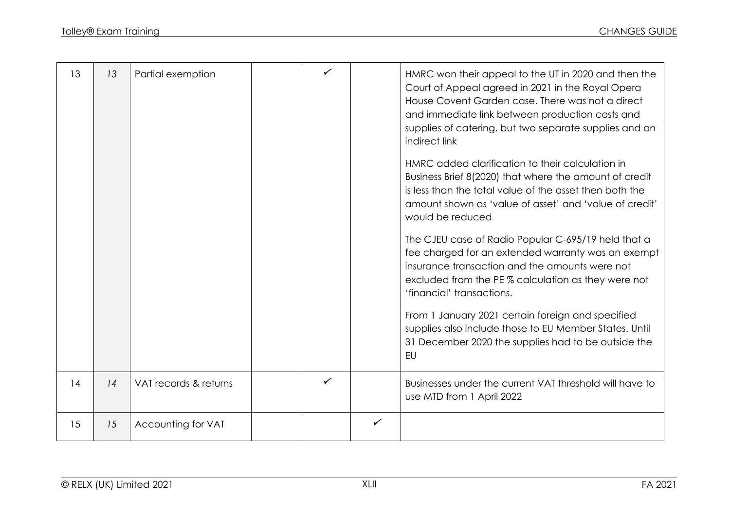| | | | | | | |
|---|---|---|---|---|---|---|
| 13 | 13 | Partial exemption | | ✓ | | HMRC won their appeal to the UT in 2020 and then the Court of Appeal agreed in 2021 in the Royal Opera House Covent Garden case. There was not a direct and immediate link between production costs and supplies of catering, but two separate supplies and an indirect link<br><br>HMRC added clarification to their calculation in Business Brief 8(2020) that where the amount of credit is less than the total value of the asset then both the amount shown as 'value of asset' and 'value of credit' would be reduced<br><br>The CJEU case of Radio Popular C-695/19 held that a fee charged for an extended warranty was an exempt insurance transaction and the amounts were not excluded from the PE % calculation as they were not 'financial' transactions.<br><br>From 1 January 2021 certain foreign and specified supplies also include those to EU Member States. Until 31 December 2020 the supplies had to be outside the EU |
| 14 | 14 | VAT records & returns | | ✓ | | Businesses under the current VAT threshold will have to use MTD from 1 April 2022 |
| 15 | 15 | Accounting for VAT | | | ✓ | |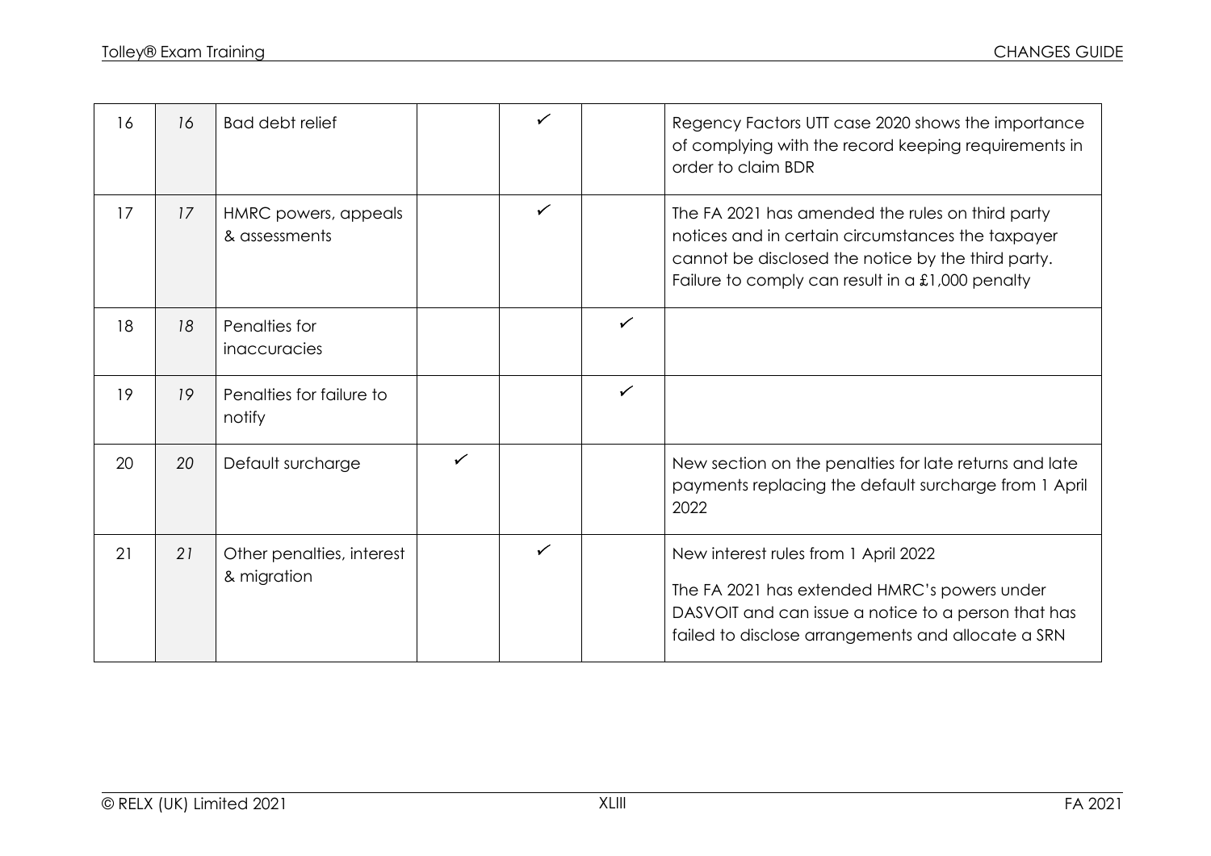| | | | | | | |
|---|---|---|---|---|---|---|
| 16 | 16 | Bad debt relief | | ✓ | | Regency Factors UTT case 2020 shows the importance of complying with the record keeping requirements in order to claim BDR |
| 17 | 17 | HMRC powers, appeals & assessments | | ✓ | | The FA 2021 has amended the rules on third party notices and in certain circumstances the taxpayer cannot be disclosed the notice by the third party. Failure to comply can result in a £1,000 penalty |
| 18 | 18 | Penalties for inaccuracies | | | ✓ | |
| 19 | 19 | Penalties for failure to notify | | | ✓ | |
| 20 | 20 | Default surcharge | ✓ | | | New section on the penalties for late returns and late payments replacing the default surcharge from 1 April 2022 |
| 21 | 21 | Other penalties, interest & migration | | ✓ | | New interest rules from 1 April 2022<br>The FA 2021 has extended HMRC's powers under DASVOIT and can issue a notice to a person that has failed to disclose arrangements and allocate a SRN |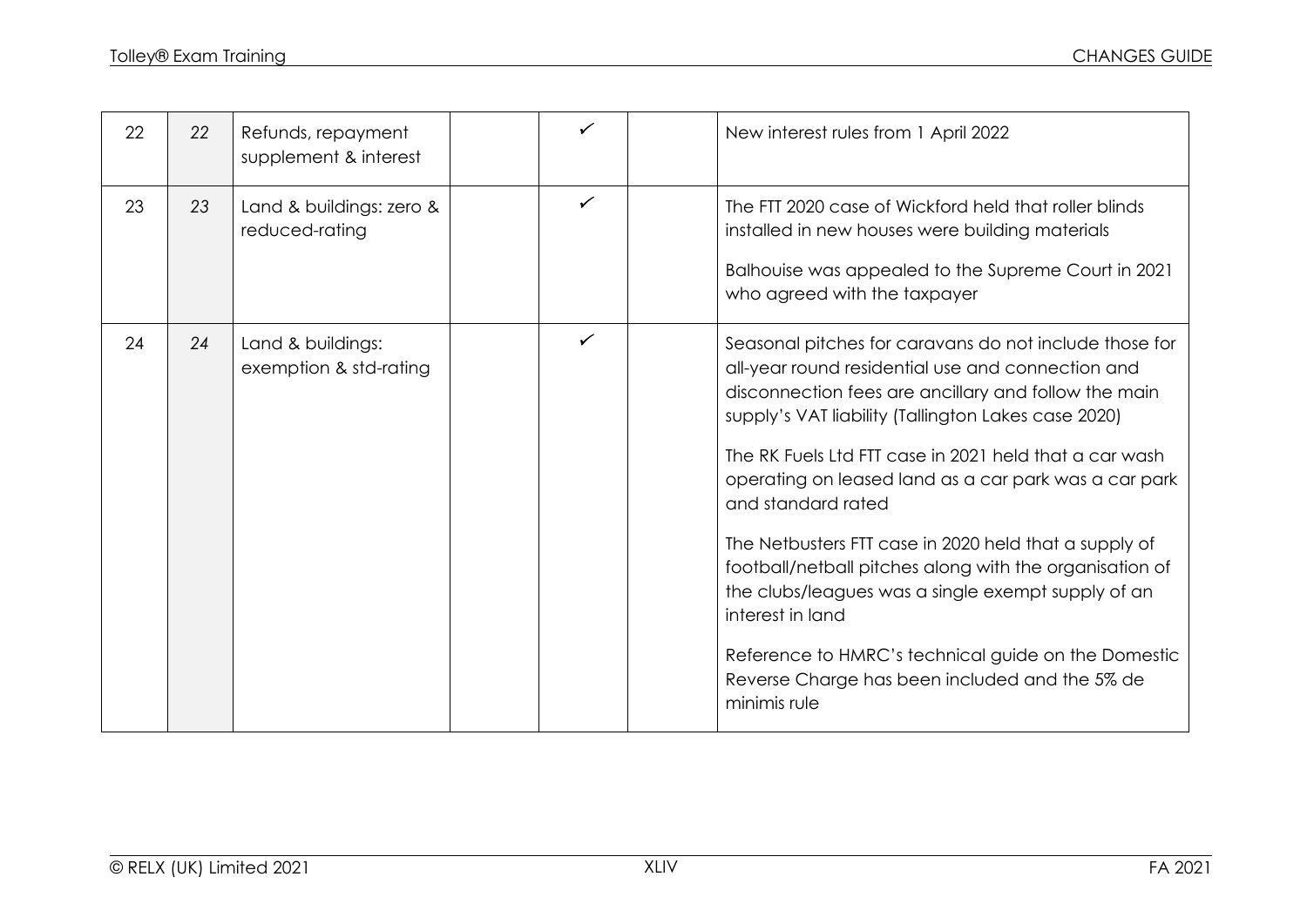| | | | | | | |
|---|---|---|---|---|---|---|
| 22 | 22 | Refunds, repayment supplement & interest | | ✓ | | New interest rules from 1 April 2022 |
| 23 | 23 | Land & buildings: zero & reduced-rating | | ✓ | | The FTT 2020 case of Wickford held that roller blinds installed in new houses were building materials<br><br>Balhouise was appealed to the Supreme Court in 2021 who agreed with the taxpayer |
| 24 | 24 | Land & buildings: exemption & std-rating | | ✓ | | Seasonal pitches for caravans do not include those for all-year round residential use and connection and disconnection fees are ancillary and follow the main supply's VAT liability (Tallington Lakes case 2020)<br><br>The RK Fuels Ltd FTT case in 2021 held that a car wash operating on leased land as a car park was a car park and standard rated<br><br>The Netbusters FTT case in 2020 held that a supply of football/netball pitches along with the organisation of the clubs/leagues was a single exempt supply of an interest in land<br><br>Reference to HMRC's technical guide on the Domestic Reverse Charge has been included and the 5% de minimis rule |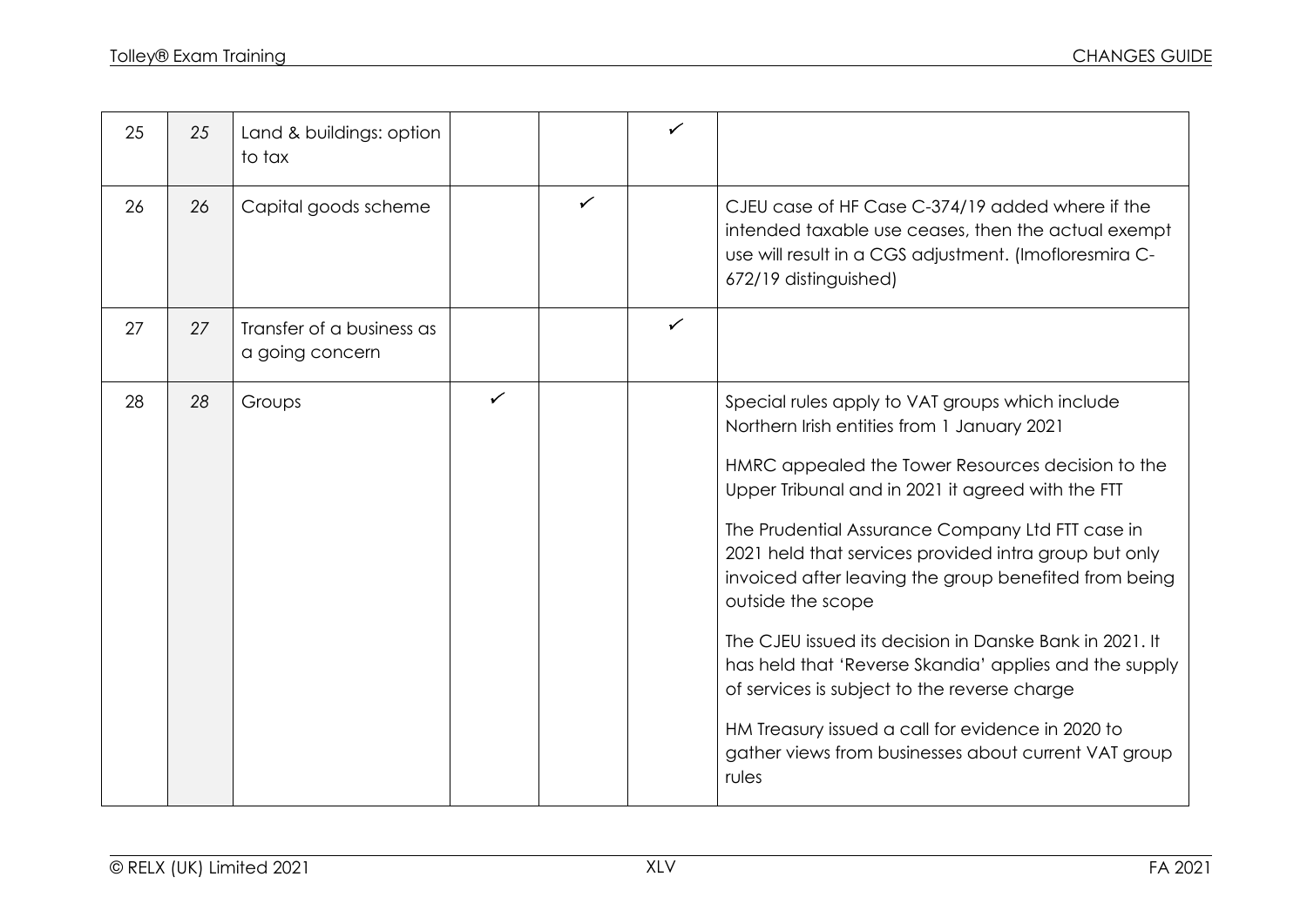| 25 | 25 | Land & buildings: option to tax | | | ✓ | |
|---|---|---|---|---|---|---|
| 26 | 26 | Capital goods scheme | | ✓ | | CJEU case of HF Case C-374/19 added where if the intended taxable use ceases, then the actual exempt use will result in a CGS adjustment. (Imofloresmira C-672/19 distinguished) |
| 27 | 27 | Transfer of a business as a going concern | | | ✓ | |
| 28 | 28 | Groups | ✓ | | | Special rules apply to VAT groups which include Northern Irish entities from 1 January 2021<br><br>HMRC appealed the Tower Resources decision to the Upper Tribunal and in 2021 it agreed with the FTT<br><br>The Prudential Assurance Company Ltd FTT case in 2021 held that services provided intra group but only invoiced after leaving the group benefited from being outside the scope<br><br>The CJEU issued its decision in Danske Bank in 2021. It has held that 'Reverse Skandia' applies and the supply of services is subject to the reverse charge<br><br>HM Treasury issued a call for evidence in 2020 to gather views from businesses about current VAT group rules |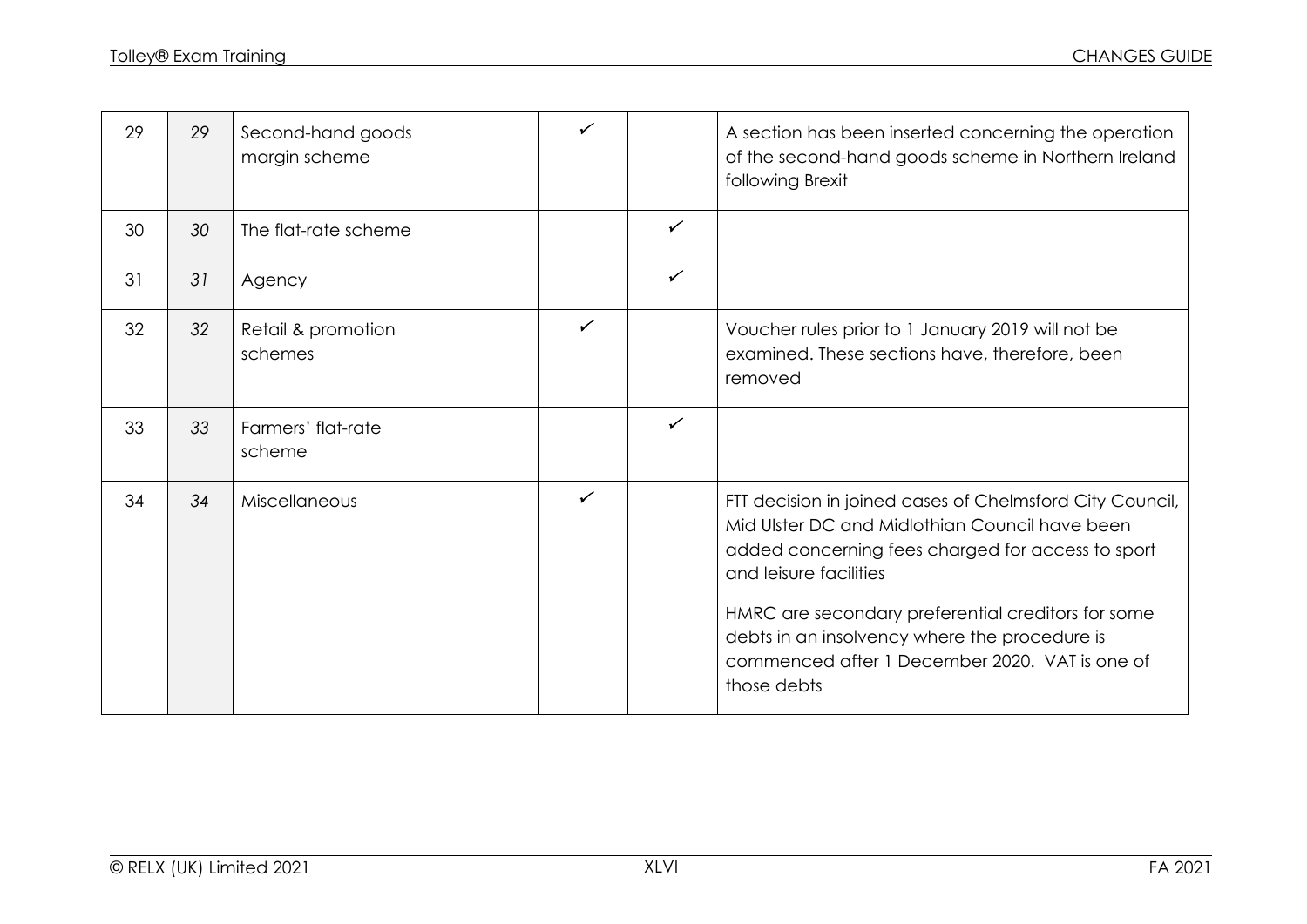| | | | | | | |
|---|---|---|---|---|---|---|
| 29 | 29 | Second-hand goods margin scheme | | ✓ | | A section has been inserted concerning the operation of the second-hand goods scheme in Northern Ireland following Brexit |
| 30 | 30 | The flat-rate scheme | | | ✓ | |
| 31 | 31 | Agency | | | ✓ | |
| 32 | 32 | Retail & promotion schemes | | ✓ | | Voucher rules prior to 1 January 2019 will not be examined. These sections have, therefore, been removed |
| 33 | 33 | Farmers' flat-rate scheme | | | ✓ | |
| 34 | 34 | Miscellaneous | | ✓ | | FTT decision in joined cases of Chelmsford City Council, Mid Ulster DC and Midlothian Council have been added concerning fees charged for access to sport and leisure facilities<br><br>HMRC are secondary preferential creditors for some debts in an insolvency where the procedure is commenced after 1 December 2020. VAT is one of those debts |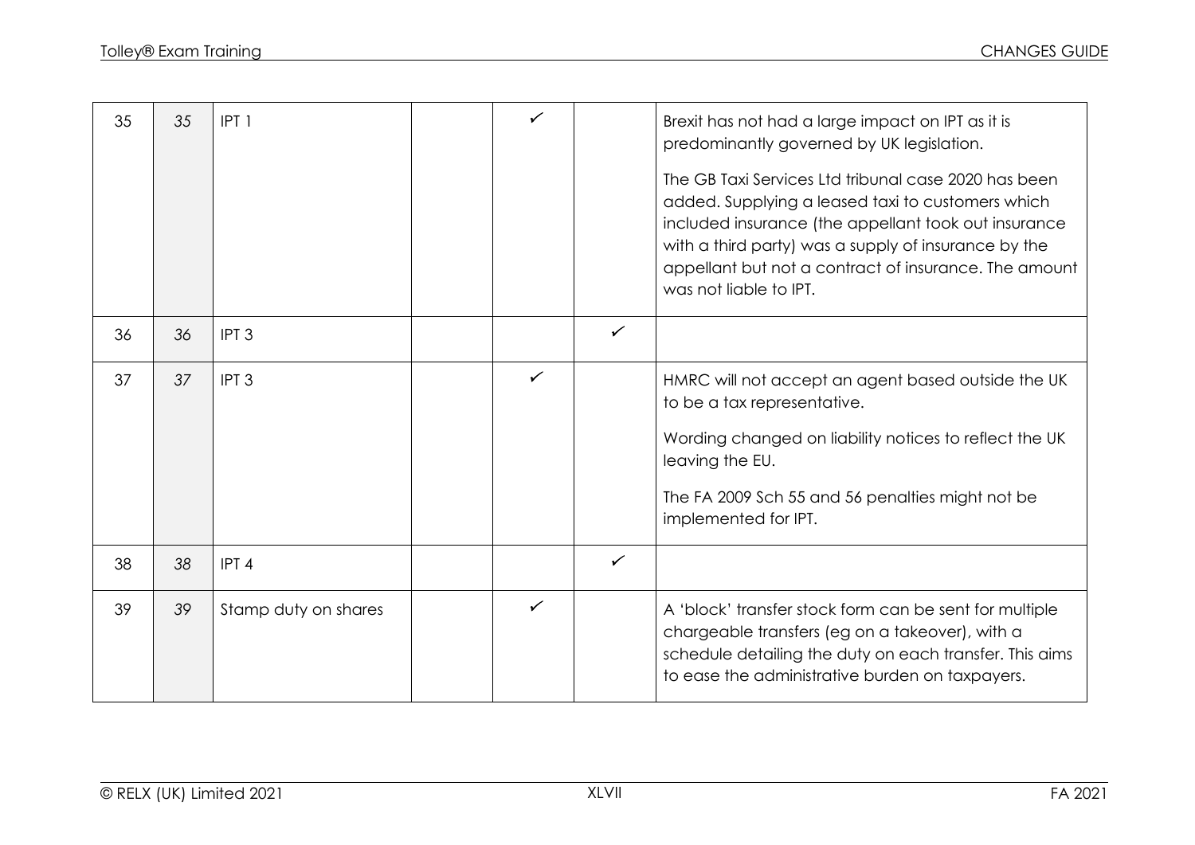| | | | | | | |
|---|---|---|---|---|---|---|
| 35 | 35 | IPT 1 | | ✓ | | Brexit has not had a large impact on IPT as it is predominantly governed by UK legislation.<br><br>The GB Taxi Services Ltd tribunal case 2020 has been added. Supplying a leased taxi to customers which included insurance (the appellant took out insurance with a third party) was a supply of insurance by the appellant but not a contract of insurance. The amount was not liable to IPT. |
| 36 | 36 | IPT 3 | | | ✓ | |
| 37 | 37 | IPT 3 | | ✓ | | HMRC will not accept an agent based outside the UK to be a tax representative.<br><br>Wording changed on liability notices to reflect the UK leaving the EU.<br><br>The FA 2009 Sch 55 and 56 penalties might not be implemented for IPT. |
| 38 | 38 | IPT 4 | | | ✓ | |
| 39 | 39 | Stamp duty on shares | | ✓ | | A 'block' transfer stock form can be sent for multiple chargeable transfers (eg on a takeover), with a schedule detailing the duty on each transfer. This aims to ease the administrative burden on taxpayers. |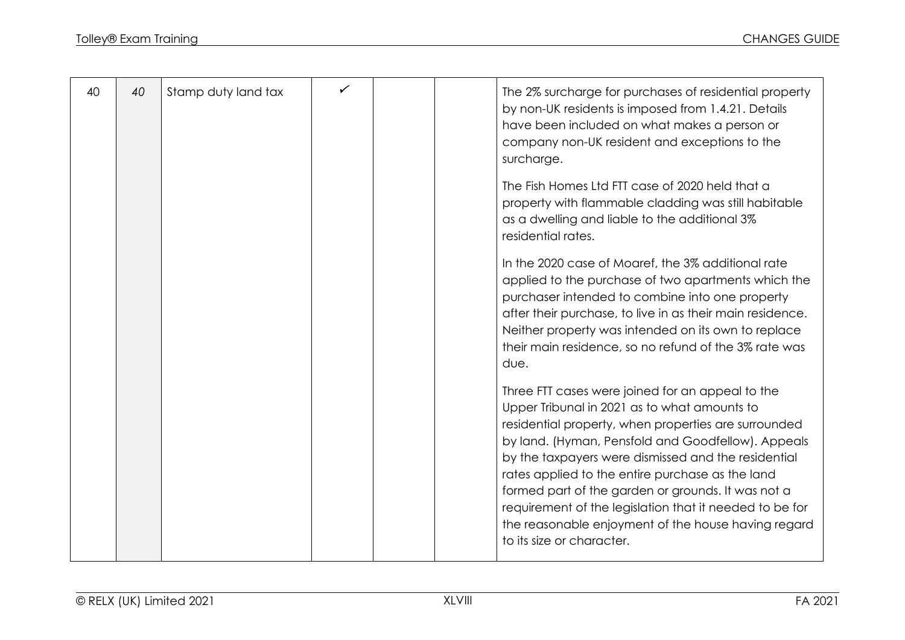| 40 | 40 | Stamp duty land tax | ✓ | | | The 2% surcharge for purchases of residential property by non-UK residents is imposed from 1.4.21. Details have been included on what makes a person or company non-UK resident and exceptions to the surcharge.<br><br>The Fish Homes Ltd FTT case of 2020 held that a property with flammable cladding was still habitable as a dwelling and liable to the additional 3% residential rates.<br><br>In the 2020 case of Moaref, the 3% additional rate applied to the purchase of two apartments which the purchaser intended to combine into one property after their purchase, to live in as their main residence. Neither property was intended on its own to replace their main residence, so no refund of the 3% rate was due.<br><br>Three FTT cases were joined for an appeal to the Upper Tribunal in 2021 as to what amounts to residential property, when properties are surrounded by land. (Hyman, Pensfold and Goodfellow). Appeals by the taxpayers were dismissed and the residential rates applied to the entire purchase as the land formed part of the garden or grounds. It was not a requirement of the legislation that it needed to be for the reasonable enjoyment of the house having regard to its size or character. |
|---|---|---|---|---|---|---|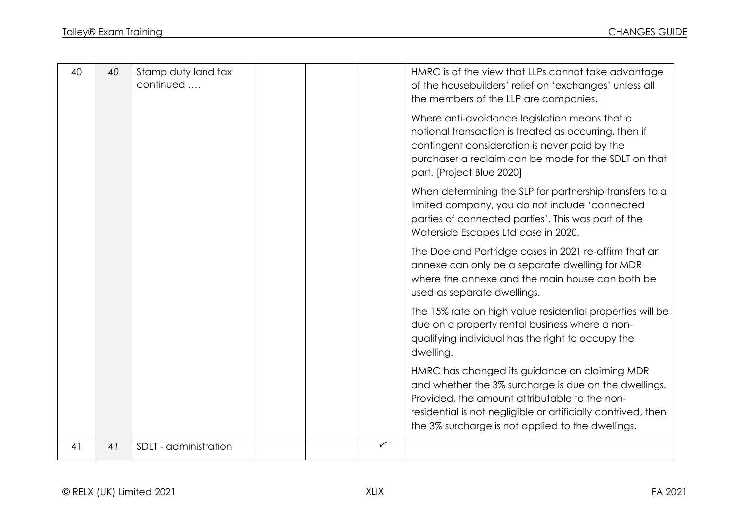| | | | | | | |
|---|---|---|---|---|---|---|
| 40 | 40 | Stamp duty land tax continued …. | | | | HMRC is of the view that LLPs cannot take advantage of the housebuilders' relief on 'exchanges' unless all the members of the LLP are companies.<br><br>Where anti-avoidance legislation means that a notional transaction is treated as occurring, then if contingent consideration is never paid by the purchaser a reclaim can be made for the SDLT on that part. [Project Blue 2020]<br><br>When determining the SLP for partnership transfers to a limited company, you do not include 'connected parties of connected parties'. This was part of the Waterside Escapes Ltd case in 2020.<br><br>The Doe and Partridge cases in 2021 re-affirm that an annexe can only be a separate dwelling for MDR where the annexe and the main house can both be used as separate dwellings.<br><br>The 15% rate on high value residential properties will be due on a property rental business where a non-qualifying individual has the right to occupy the dwelling.<br><br>HMRC has changed its guidance on claiming MDR and whether the 3% surcharge is due on the dwellings. Provided, the amount attributable to the non-residential is not negligible or artificially contrived, then the 3% surcharge is not applied to the dwellings. |
| 41 | 41 | SDLT - administration | | | ✓ | |